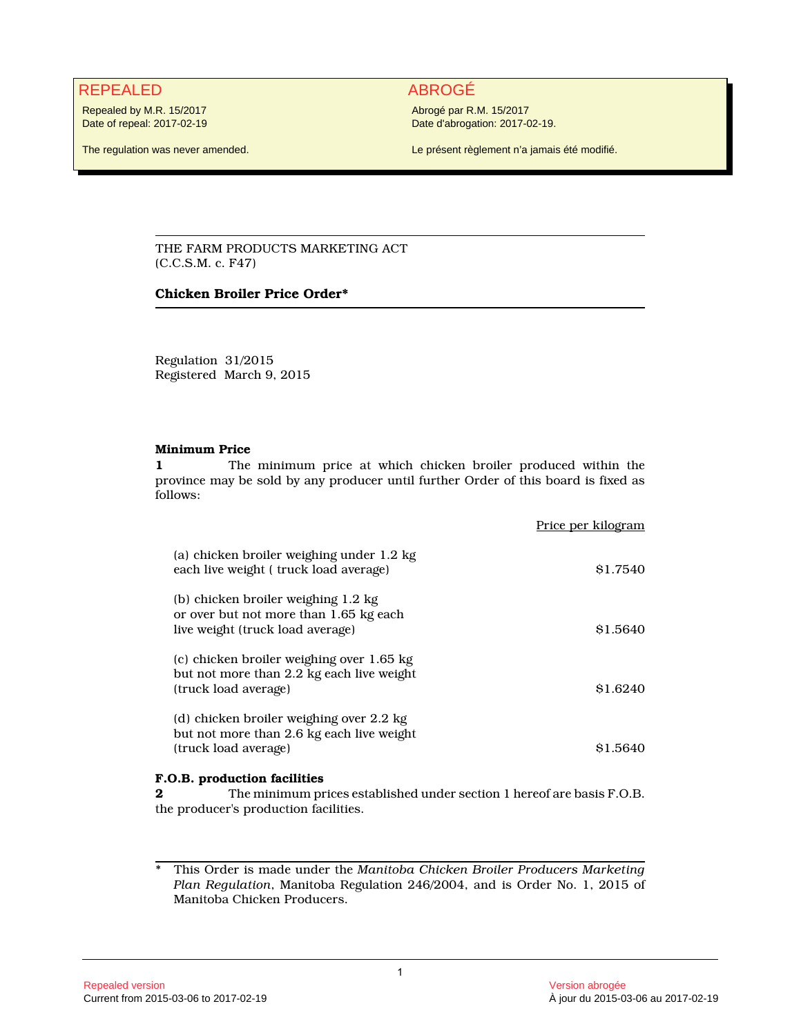REPEALED

Repealed by M.R. 15/2017
Date of repeal: 2017-02-19

The regulation was never amended.

ABROGÉ

Abrogé par R.M. 15/2017
Date d'abrogation: 2017-02-19.

Le présent règlement n'a jamais été modifié.

THE FARM PRODUCTS MARKETING ACT
(C.C.S.M. c. F47)

**Chicken Broiler Price Order***

Regulation 31/2015
Registered March 9, 2015

**Minimum Price**

**1** The minimum price at which chicken broiler produced within the province may be sold by any producer until further Order of this board is fixed as follows:

| | Price per kilogram |
|---|---|
| (a) chicken broiler weighing under 1.2 kg each live weight ( truck load average) | $1.7540 |
| (b) chicken broiler weighing 1.2 kg or over but not more than 1.65 kg each live weight (truck load average) | $1.5640 |
| (c) chicken broiler weighing over 1.65 kg but not more than 2.2 kg each live weight (truck load average) | $1.6240 |
| (d) chicken broiler weighing over 2.2 kg but not more than 2.6 kg each live weight (truck load average) | $1.5640 |

**F.O.B. production facilities**

**2** The minimum prices established under section 1 hereof are basis F.O.B. the producer's production facilities.

\* This Order is made under the *Manitoba Chicken Broiler Producers Marketing Plan Regulation*, Manitoba Regulation 246/2004, and is Order No. 1, 2015 of Manitoba Chicken Producers.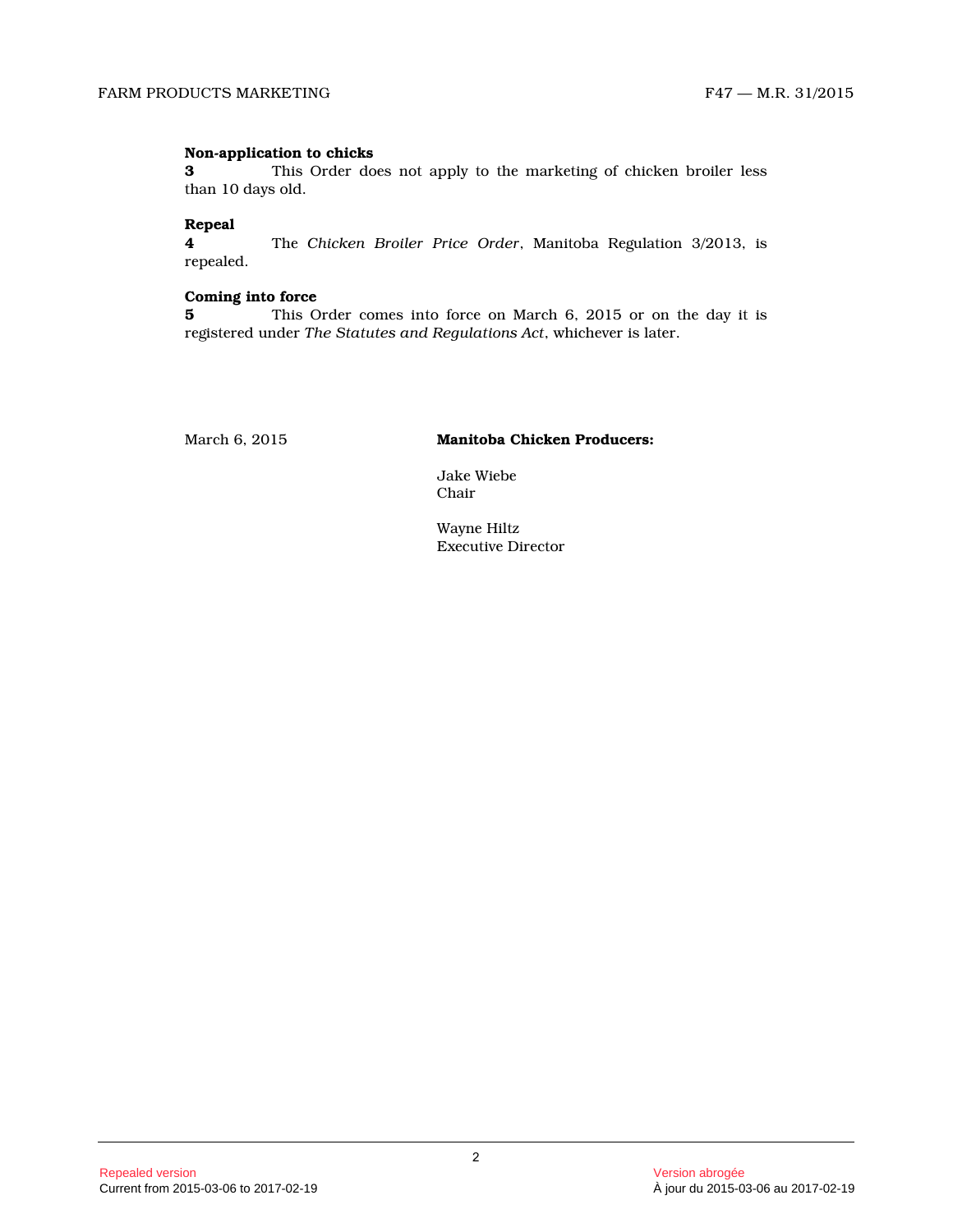**Non-application to chicks**

**3** This Order does not apply to the marketing of chicken broiler less than 10 days old.

**Repeal**

**4** The *Chicken Broiler Price Order*, Manitoba Regulation 3/2013, is repealed.

**Coming into force**

**5** This Order comes into force on March 6, 2015 or on the day it is registered under *The Statutes and Regulations Act*, whichever is later.

March 6, 2015

**Manitoba Chicken Producers:**

Jake Wiebe
Chair

Wayne Hiltz
Executive Director